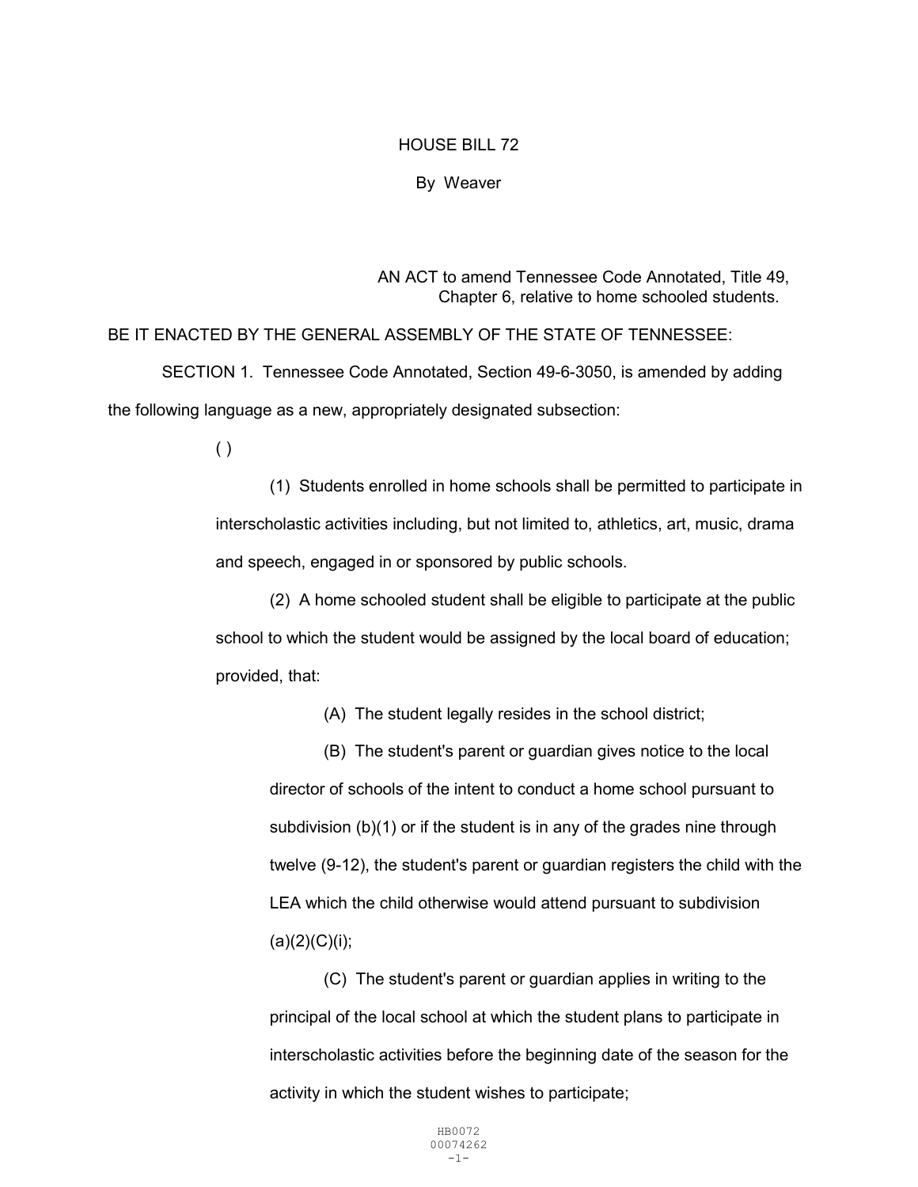# HOUSE BILL 72

By Weaver

AN ACT to amend Tennessee Code Annotated, Title 49, Chapter 6, relative to home schooled students.

BE IT ENACTED BY THE GENERAL ASSEMBLY OF THE STATE OF TENNESSEE:

SECTION 1. Tennessee Code Annotated, Section 49-6-3050, is amended by adding the following language as a new, appropriately designated subsection:

( )

(1) Students enrolled in home schools shall be permitted to participate in interscholastic activities including, but not limited to, athletics, art, music, drama and speech, engaged in or sponsored by public schools.

(2) A home schooled student shall be eligible to participate at the public school to which the student would be assigned by the local board of education; provided, that:

(A) The student legally resides in the school district;

(B) The student's parent or guardian gives notice to the local director of schools of the intent to conduct a home school pursuant to subdivision (b)(1) or if the student is in any of the grades nine through twelve (9-12), the student's parent or guardian registers the child with the LEA which the child otherwise would attend pursuant to subdivision (a)(2)(C)(i);

(C) The student's parent or guardian applies in writing to the principal of the local school at which the student plans to participate in interscholastic activities before the beginning date of the season for the activity in which the student wishes to participate;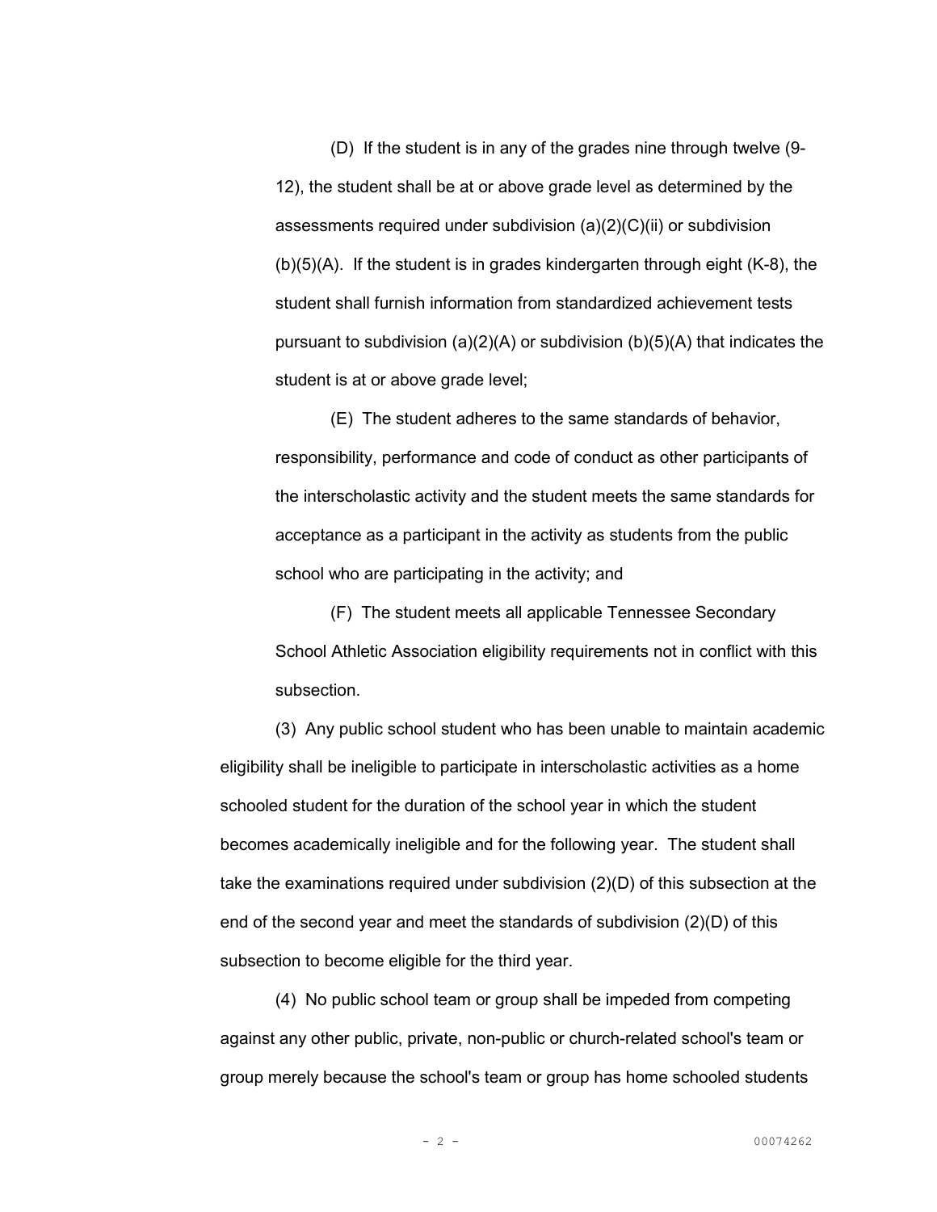(D) If the student is in any of the grades nine through twelve (9-12), the student shall be at or above grade level as determined by the assessments required under subdivision (a)(2)(C)(ii) or subdivision (b)(5)(A). If the student is in grades kindergarten through eight (K-8), the student shall furnish information from standardized achievement tests pursuant to subdivision (a)(2)(A) or subdivision (b)(5)(A) that indicates the student is at or above grade level;

(E) The student adheres to the same standards of behavior, responsibility, performance and code of conduct as other participants of the interscholastic activity and the student meets the same standards for acceptance as a participant in the activity as students from the public school who are participating in the activity; and

(F) The student meets all applicable Tennessee Secondary School Athletic Association eligibility requirements not in conflict with this subsection.

(3) Any public school student who has been unable to maintain academic eligibility shall be ineligible to participate in interscholastic activities as a home schooled student for the duration of the school year in which the student becomes academically ineligible and for the following year. The student shall take the examinations required under subdivision (2)(D) of this subsection at the end of the second year and meet the standards of subdivision (2)(D) of this subsection to become eligible for the third year.

(4) No public school team or group shall be impeded from competing against any other public, private, non-public or church-related school's team or group merely because the school's team or group has home schooled students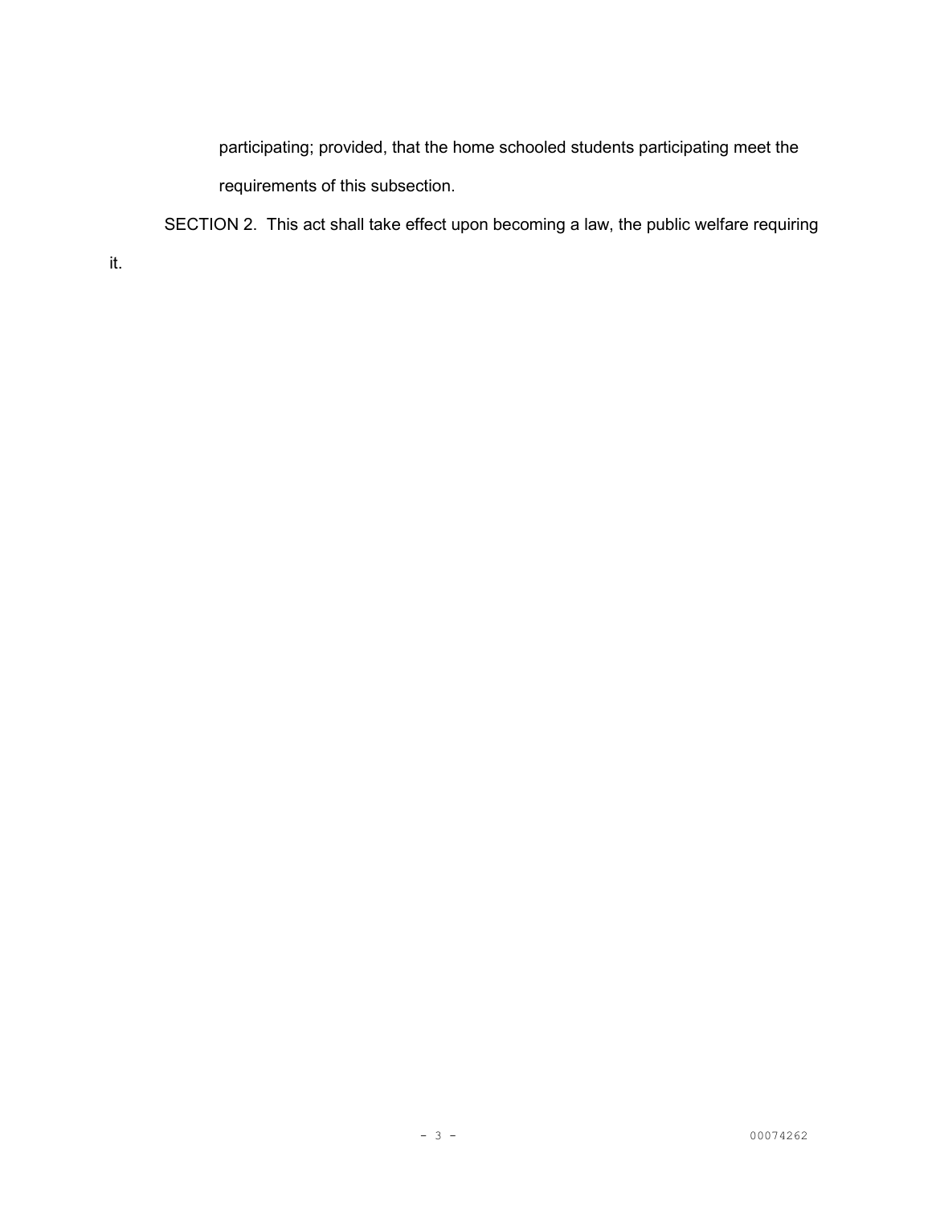participating; provided, that the home schooled students participating meet the requirements of this subsection.

SECTION 2. This act shall take effect upon becoming a law, the public welfare requiring it.